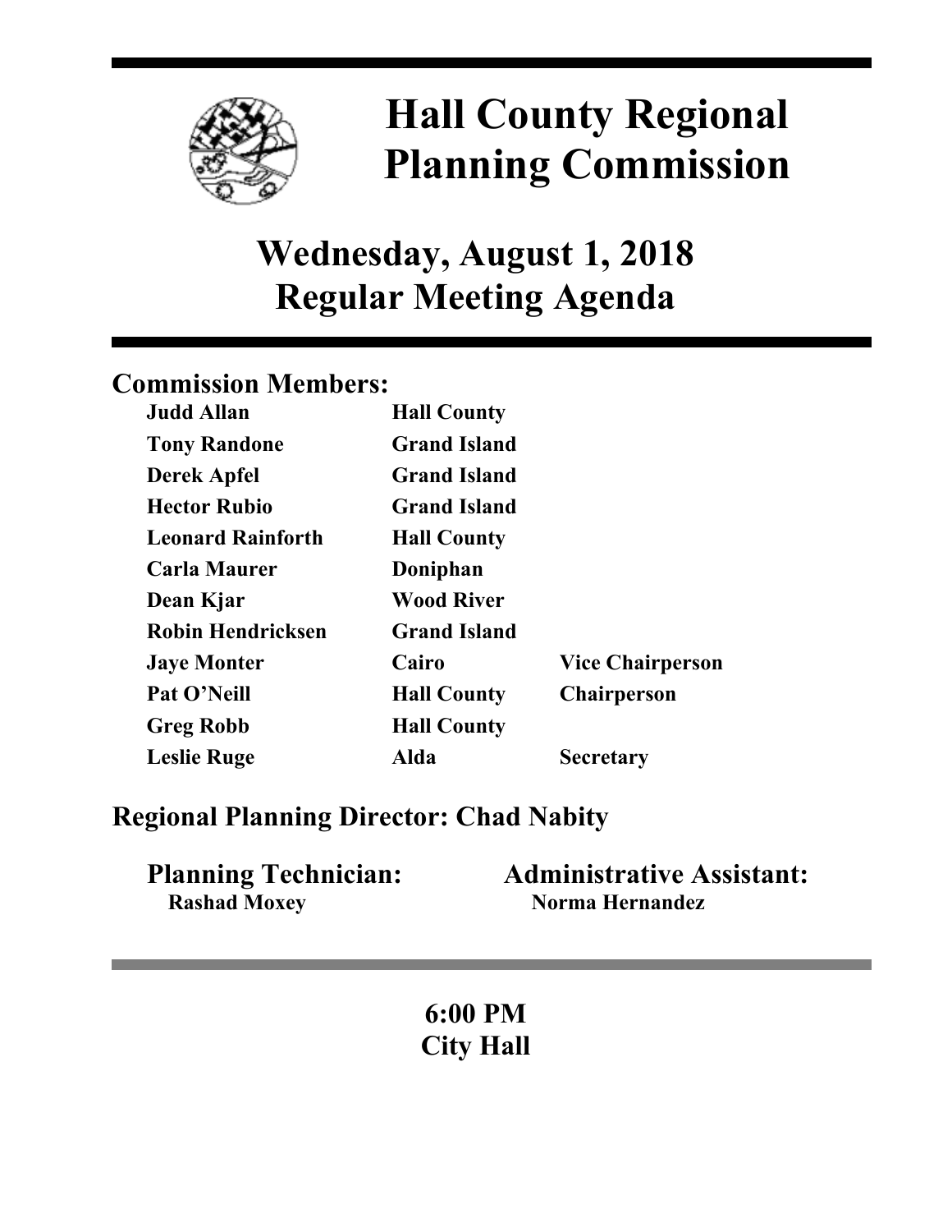# Hall County Regional Planning Commission

## Wednesday, August 1, 2018
## Regular Meeting Agenda

### Commission Members:

| | | |
|---|---|---|
| **Judd Allan** | **Hall County** | |
| **Tony Randone** | **Grand Island** | |
| **Derek Apfel** | **Grand Island** | |
| **Hector Rubio** | **Grand Island** | |
| **Leonard Rainforth** | **Hall County** | |
| **Carla Maurer** | **Doniphan** | |
| **Dean Kjar** | **Wood River** | |
| **Robin Hendricksen** | **Grand Island** | |
| **Jaye Monter** | **Cairo** | **Vice Chairperson** |
| **Pat O'Neill** | **Hall County** | **Chairperson** |
| **Greg Robb** | **Hall County** | |
| **Leslie Ruge** | **Alda** | **Secretary** |

### Regional Planning Director: Chad Nabity

**Planning Technician:**
**Rashad Moxey**

**Administrative Assistant:**
**Norma Hernandez**

**6:00 PM**
**City Hall**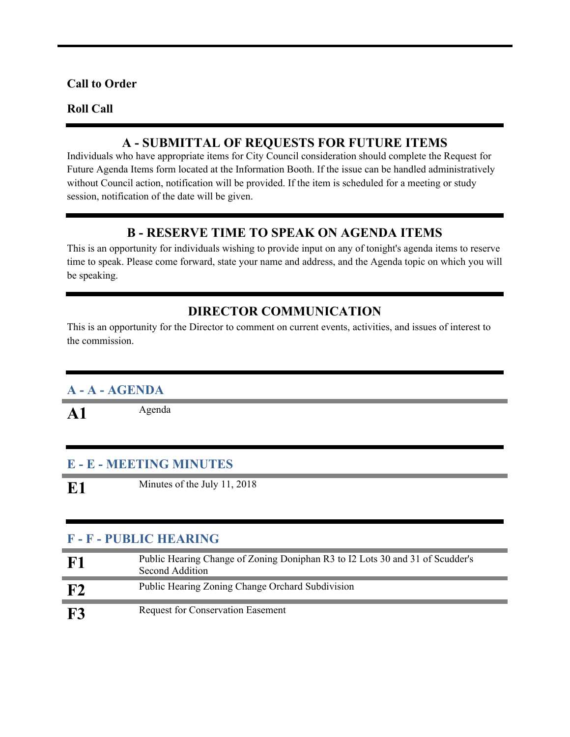**Call to Order**

**Roll Call**

## A - SUBMITTAL OF REQUESTS FOR FUTURE ITEMS

Individuals who have appropriate items for City Council consideration should complete the Request for Future Agenda Items form located at the Information Booth. If the issue can be handled administratively without Council action, notification will be provided. If the item is scheduled for a meeting or study session, notification of the date will be given.

## B - RESERVE TIME TO SPEAK ON AGENDA ITEMS

This is an opportunity for individuals wishing to provide input on any of tonight's agenda items to reserve time to speak. Please come forward, state your name and address, and the Agenda topic on which you will be speaking.

## DIRECTOR COMMUNICATION

This is an opportunity for the Director to comment on current events, activities, and issues of interest to the commission.

### A - A - AGENDA

| | |
|---|---|
| **A1** | Agenda |

### E - E - MEETING MINUTES

| | |
|---|---|
| **E1** | Minutes of the July 11, 2018 |

### F - F - PUBLIC HEARING

| | |
|---|---|
| **F1** | Public Hearing Change of Zoning Doniphan R3 to I2 Lots 30 and 31 of Scudder's Second Addition |
| **F2** | Public Hearing Zoning Change Orchard Subdivision |
| **F3** | Request for Conservation Easement |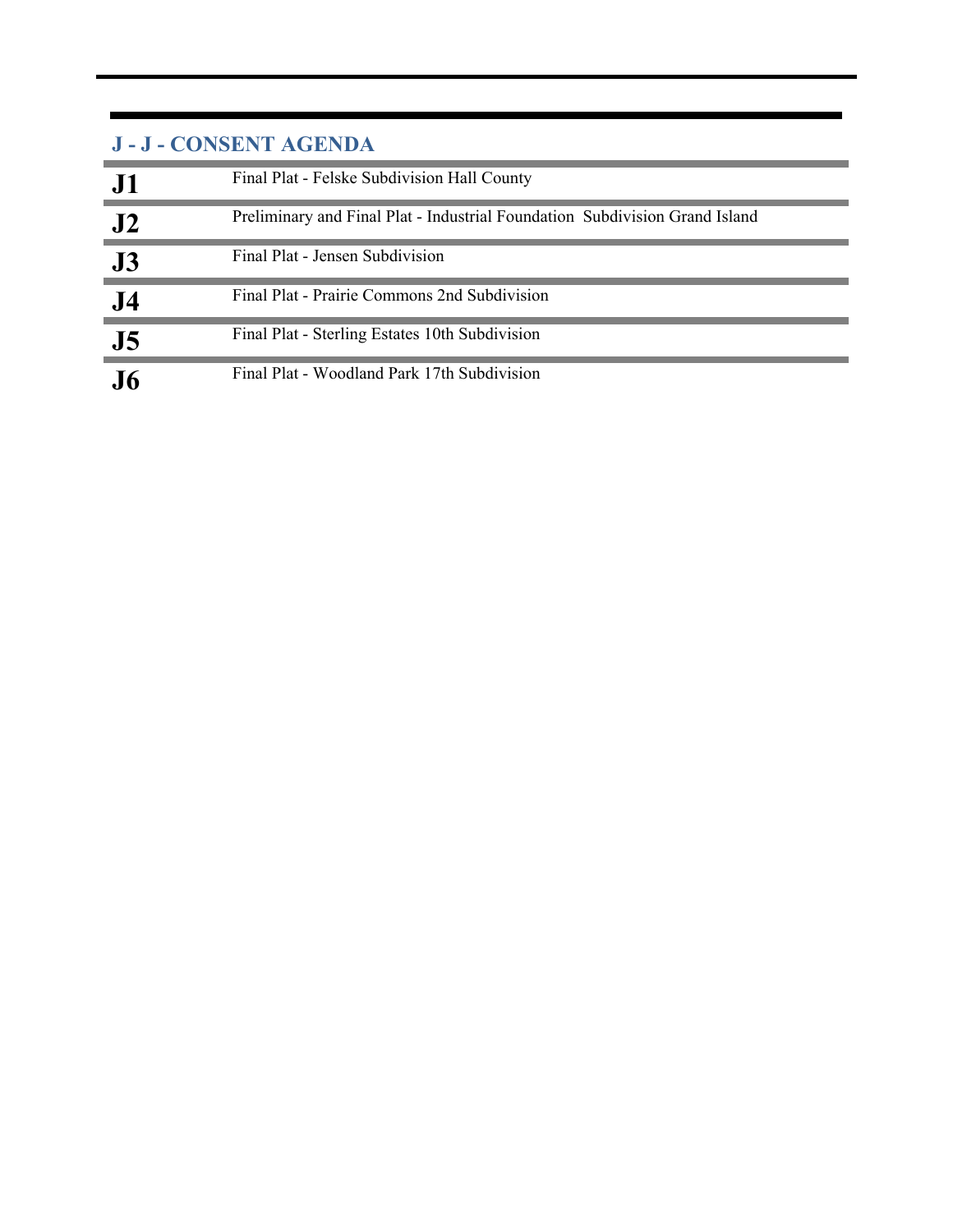## J - J - CONSENT AGENDA

| | |
|---|---|
| **J1** | Final Plat - Felske Subdivision Hall County |
| **J2** | Preliminary and Final Plat - Industrial Foundation  Subdivision Grand Island |
| **J3** | Final Plat - Jensen Subdivision |
| **J4** | Final Plat - Prairie Commons 2nd Subdivision |
| **J5** | Final Plat - Sterling Estates 10th Subdivision |
| **J6** | Final Plat - Woodland Park 17th Subdivision |